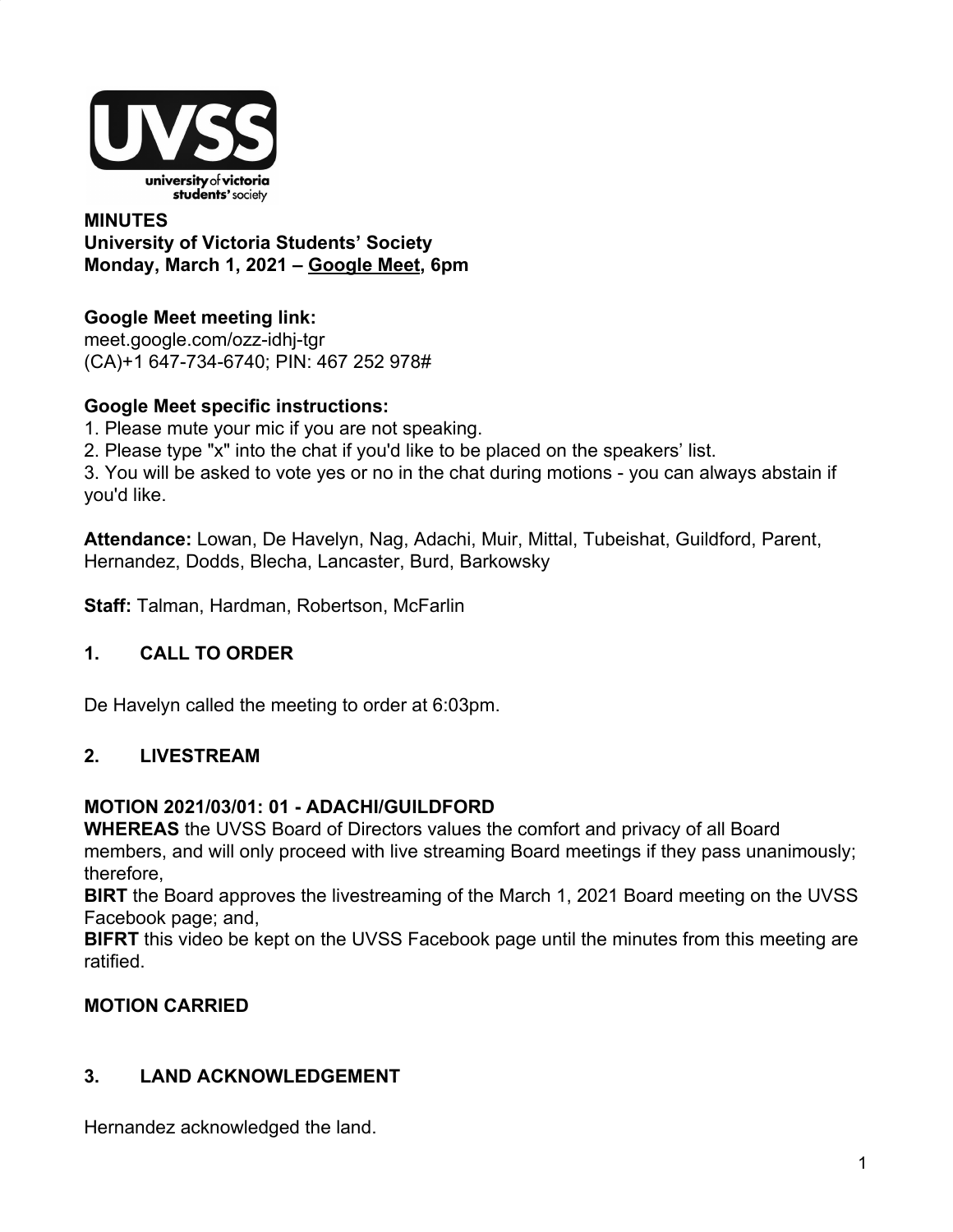**MINUTES**
**University of Victoria Students' Society**
**Monday, March 1, 2021 – Google Meet, 6pm**

**Google Meet meeting link:**
meet.google.com/ozz-idhj-tgr
(CA)+1 647-734-6740; PIN: 467 252 978#

**Google Meet specific instructions:**
1. Please mute your mic if you are not speaking.
2. Please type "x" into the chat if you'd like to be placed on the speakers' list.
3. You will be asked to vote yes or no in the chat during motions - you can always abstain if you'd like.

**Attendance:** Lowan, De Havelyn, Nag, Adachi, Muir, Mittal, Tubeishat, Guildford, Parent, Hernandez, Dodds, Blecha, Lancaster, Burd, Barkowsky

**Staff:** Talman, Hardman, Robertson, McFarlin

## 1. CALL TO ORDER

De Havelyn called the meeting to order at 6:03pm.

## 2. LIVESTREAM

**MOTION 2021/03/01: 01 - ADACHI/GUILDFORD**
**WHEREAS** the UVSS Board of Directors values the comfort and privacy of all Board members, and will only proceed with live streaming Board meetings if they pass unanimously; therefore,
**BIRT** the Board approves the livestreaming of the March 1, 2021 Board meeting on the UVSS Facebook page; and,
**BIFRT** this video be kept on the UVSS Facebook page until the minutes from this meeting are ratified.

**MOTION CARRIED**

## 3. LAND ACKNOWLEDGEMENT

Hernandez acknowledged the land.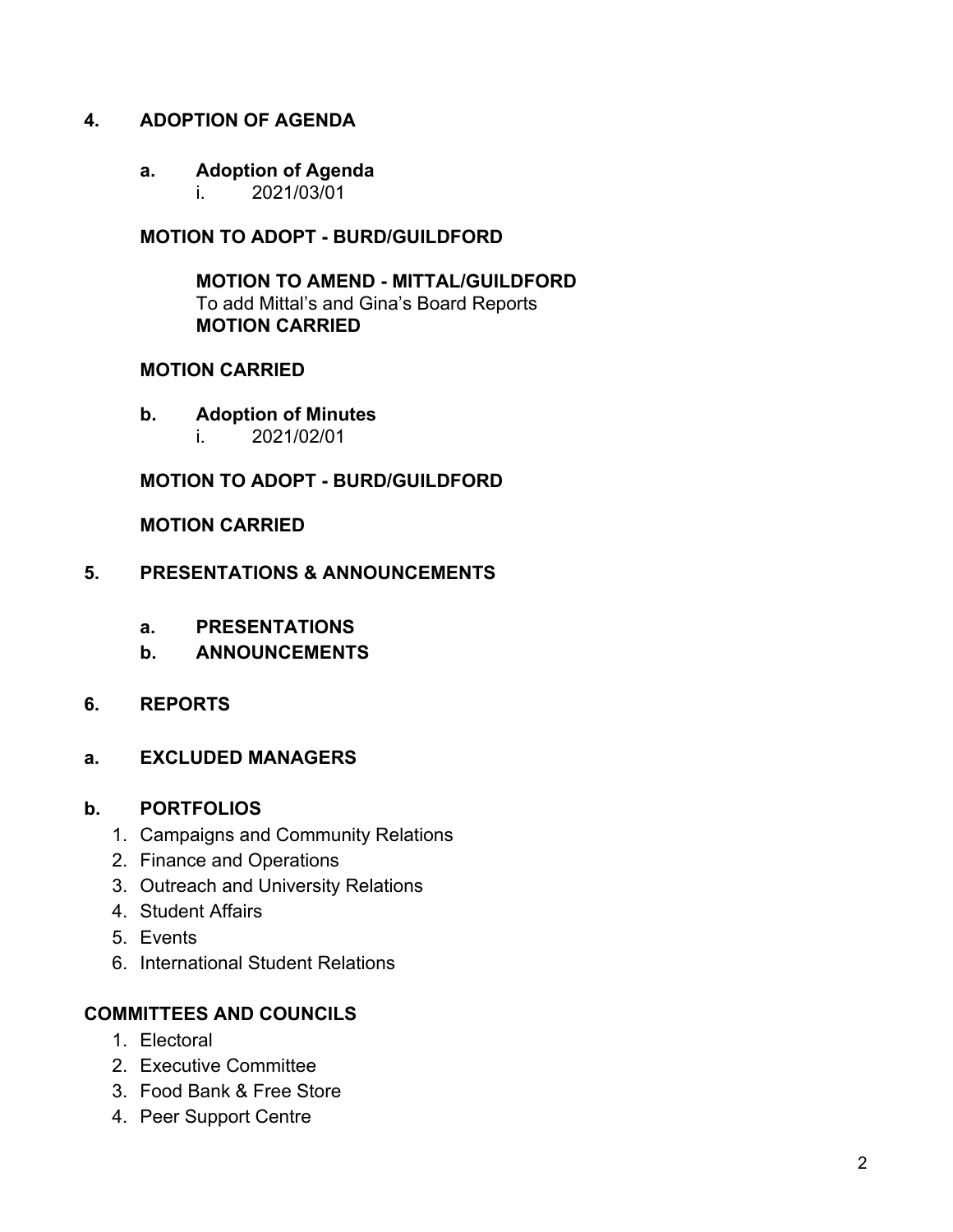## 4. ADOPTION OF AGENDA

### a. Adoption of Agenda

i. 2021/03/01

**MOTION TO ADOPT - BURD/GUILDFORD**

**MOTION TO AMEND - MITTAL/GUILDFORD**
To add Mittal's and Gina's Board Reports
**MOTION CARRIED**

**MOTION CARRIED**

### b. Adoption of Minutes

i. 2021/02/01

**MOTION TO ADOPT - BURD/GUILDFORD**

**MOTION CARRIED**

## 5. PRESENTATIONS & ANNOUNCEMENTS

### a. PRESENTATIONS

### b. ANNOUNCEMENTS

## 6. REPORTS

### a. EXCLUDED MANAGERS

### b. PORTFOLIOS

1. Campaigns and Community Relations
2. Finance and Operations
3. Outreach and University Relations
4. Student Affairs
5. Events
6. International Student Relations

### COMMITTEES AND COUNCILS

1. Electoral
2. Executive Committee
3. Food Bank & Free Store
4. Peer Support Centre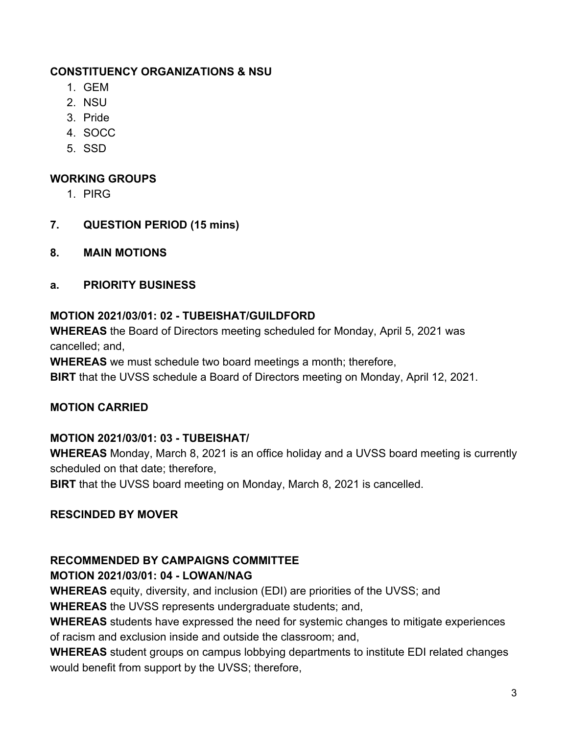**CONSTITUENCY ORGANIZATIONS & NSU**

1. GEM
2. NSU
3. Pride
4. SOCC
5. SSD

**WORKING GROUPS**

1. PIRG

## 7. QUESTION PERIOD (15 mins)

## 8. MAIN MOTIONS

### a. PRIORITY BUSINESS

**MOTION 2021/03/01: 02 - TUBEISHAT/GUILDFORD**

**WHEREAS** the Board of Directors meeting scheduled for Monday, April 5, 2021 was cancelled; and,

**WHEREAS** we must schedule two board meetings a month; therefore,

**BIRT** that the UVSS schedule a Board of Directors meeting on Monday, April 12, 2021.

**MOTION CARRIED**

**MOTION 2021/03/01: 03 - TUBEISHAT/**

**WHEREAS** Monday, March 8, 2021 is an office holiday and a UVSS board meeting is currently scheduled on that date; therefore,

**BIRT** that the UVSS board meeting on Monday, March 8, 2021 is cancelled.

**RESCINDED BY MOVER**

**RECOMMENDED BY CAMPAIGNS COMMITTEE**

**MOTION 2021/03/01: 04 - LOWAN/NAG**

**WHEREAS** equity, diversity, and inclusion (EDI) are priorities of the UVSS; and

**WHEREAS** the UVSS represents undergraduate students; and,

**WHEREAS** students have expressed the need for systemic changes to mitigate experiences of racism and exclusion inside and outside the classroom; and,

**WHEREAS** student groups on campus lobbying departments to institute EDI related changes would benefit from support by the UVSS; therefore,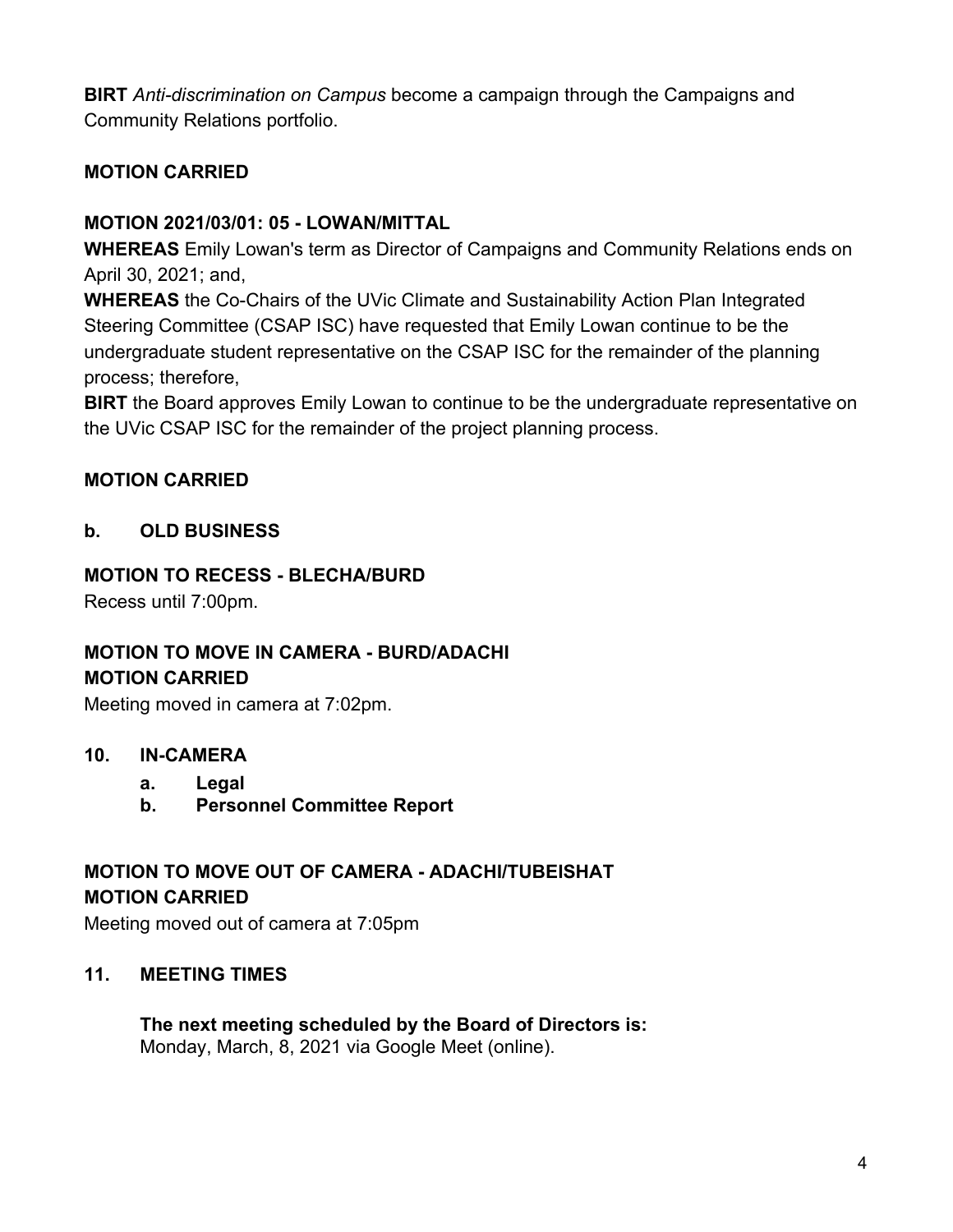**BIRT** *Anti-discrimination on Campus* become a campaign through the Campaigns and Community Relations portfolio.

**MOTION CARRIED**

**MOTION 2021/03/01: 05 - LOWAN/MITTAL**

**WHEREAS** Emily Lowan's term as Director of Campaigns and Community Relations ends on April 30, 2021; and,

**WHEREAS** the Co-Chairs of the UVic Climate and Sustainability Action Plan Integrated Steering Committee (CSAP ISC) have requested that Emily Lowan continue to be the undergraduate student representative on the CSAP ISC for the remainder of the planning process; therefore,

**BIRT** the Board approves Emily Lowan to continue to be the undergraduate representative on the UVic CSAP ISC for the remainder of the project planning process.

**MOTION CARRIED**

### b. OLD BUSINESS

**MOTION TO RECESS - BLECHA/BURD**

Recess until 7:00pm.

**MOTION TO MOVE IN CAMERA - BURD/ADACHI**
**MOTION CARRIED**

Meeting moved in camera at 7:02pm.

## 10. IN-CAMERA

a. **Legal**
b. **Personnel Committee Report**

**MOTION TO MOVE OUT OF CAMERA - ADACHI/TUBEISHAT**
**MOTION CARRIED**

Meeting moved out of camera at 7:05pm

## 11. MEETING TIMES

**The next meeting scheduled by the Board of Directors is:**
Monday, March, 8, 2021 via Google Meet (online).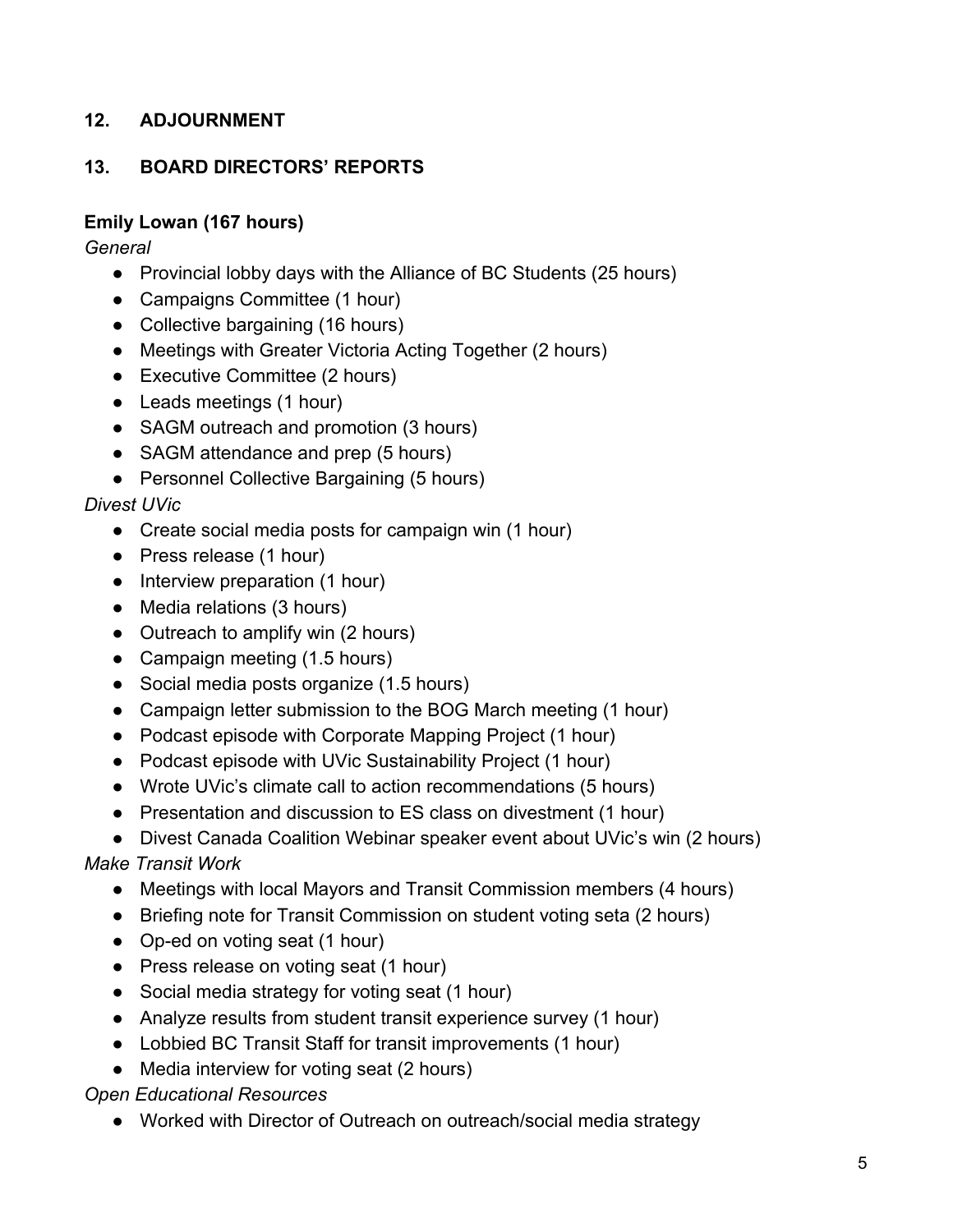## 12. ADJOURNMENT

## 13. BOARD DIRECTORS' REPORTS

**Emily Lowan (167 hours)**

*General*

- Provincial lobby days with the Alliance of BC Students (25 hours)
- Campaigns Committee (1 hour)
- Collective bargaining (16 hours)
- Meetings with Greater Victoria Acting Together (2 hours)
- Executive Committee (2 hours)
- Leads meetings (1 hour)
- SAGM outreach and promotion (3 hours)
- SAGM attendance and prep (5 hours)
- Personnel Collective Bargaining (5 hours)

*Divest UVic*

- Create social media posts for campaign win (1 hour)
- Press release (1 hour)
- Interview preparation (1 hour)
- Media relations (3 hours)
- Outreach to amplify win (2 hours)
- Campaign meeting (1.5 hours)
- Social media posts organize (1.5 hours)
- Campaign letter submission to the BOG March meeting (1 hour)
- Podcast episode with Corporate Mapping Project (1 hour)
- Podcast episode with UVic Sustainability Project (1 hour)
- Wrote UVic's climate call to action recommendations (5 hours)
- Presentation and discussion to ES class on divestment (1 hour)
- Divest Canada Coalition Webinar speaker event about UVic's win (2 hours)

*Make Transit Work*

- Meetings with local Mayors and Transit Commission members (4 hours)
- Briefing note for Transit Commission on student voting seta (2 hours)
- Op-ed on voting seat (1 hour)
- Press release on voting seat (1 hour)
- Social media strategy for voting seat (1 hour)
- Analyze results from student transit experience survey (1 hour)
- Lobbied BC Transit Staff for transit improvements (1 hour)
- Media interview for voting seat (2 hours)

*Open Educational Resources*

- Worked with Director of Outreach on outreach/social media strategy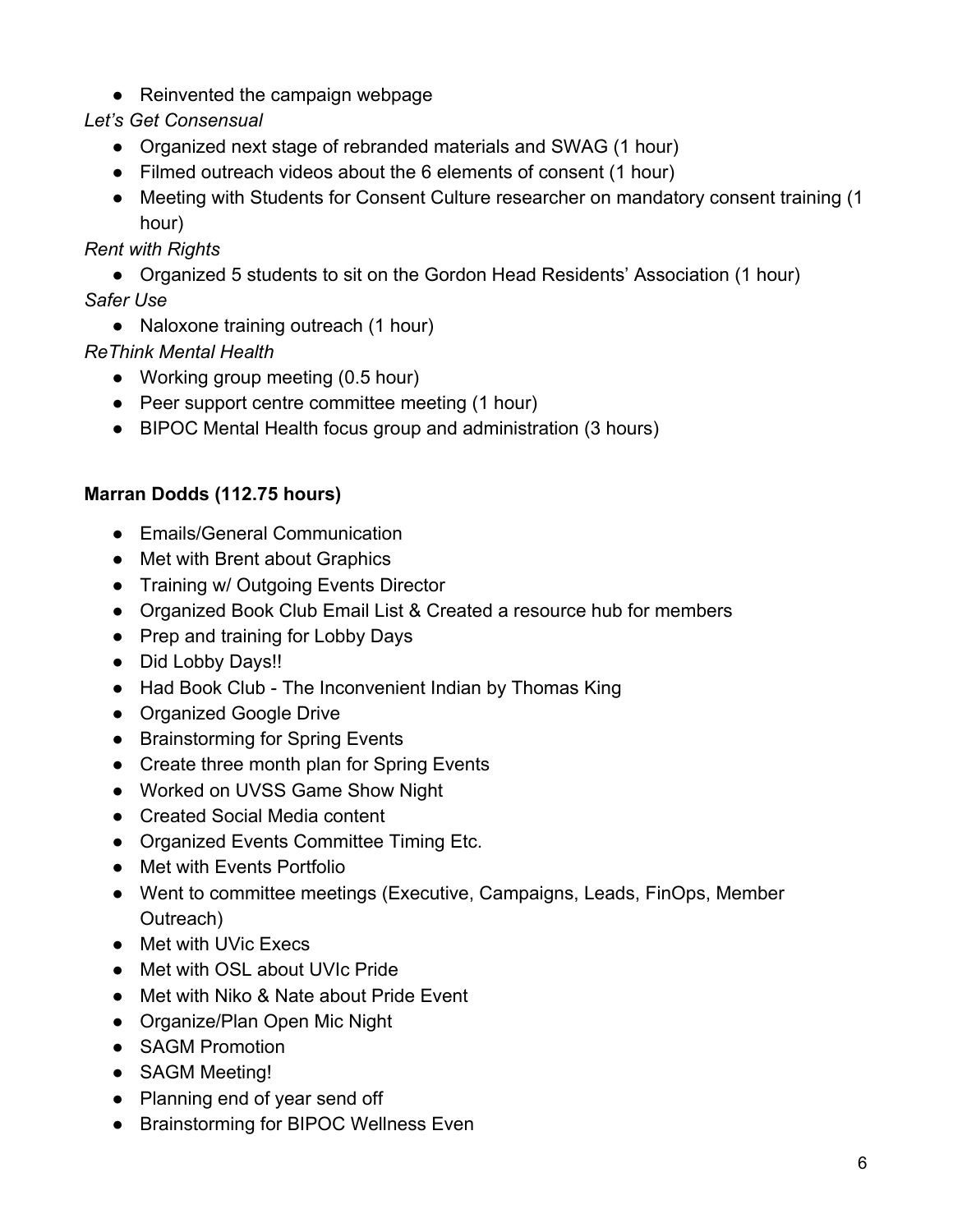- Reinvented the campaign webpage

*Let's Get Consensual*

- Organized next stage of rebranded materials and SWAG (1 hour)
- Filmed outreach videos about the 6 elements of consent (1 hour)
- Meeting with Students for Consent Culture researcher on mandatory consent training (1 hour)

*Rent with Rights*

- Organized 5 students to sit on the Gordon Head Residents' Association (1 hour)

*Safer Use*

- Naloxone training outreach (1 hour)

*ReThink Mental Health*

- Working group meeting (0.5 hour)
- Peer support centre committee meeting (1 hour)
- BIPOC Mental Health focus group and administration (3 hours)

**Marran Dodds (112.75 hours)**

- Emails/General Communication
- Met with Brent about Graphics
- Training w/ Outgoing Events Director
- Organized Book Club Email List & Created a resource hub for members
- Prep and training for Lobby Days
- Did Lobby Days!!
- Had Book Club - The Inconvenient Indian by Thomas King
- Organized Google Drive
- Brainstorming for Spring Events
- Create three month plan for Spring Events
- Worked on UVSS Game Show Night
- Created Social Media content
- Organized Events Committee Timing Etc.
- Met with Events Portfolio
- Went to committee meetings (Executive, Campaigns, Leads, FinOps, Member Outreach)
- Met with UVic Execs
- Met with OSL about UVIc Pride
- Met with Niko & Nate about Pride Event
- Organize/Plan Open Mic Night
- SAGM Promotion
- SAGM Meeting!
- Planning end of year send off
- Brainstorming for BIPOC Wellness Even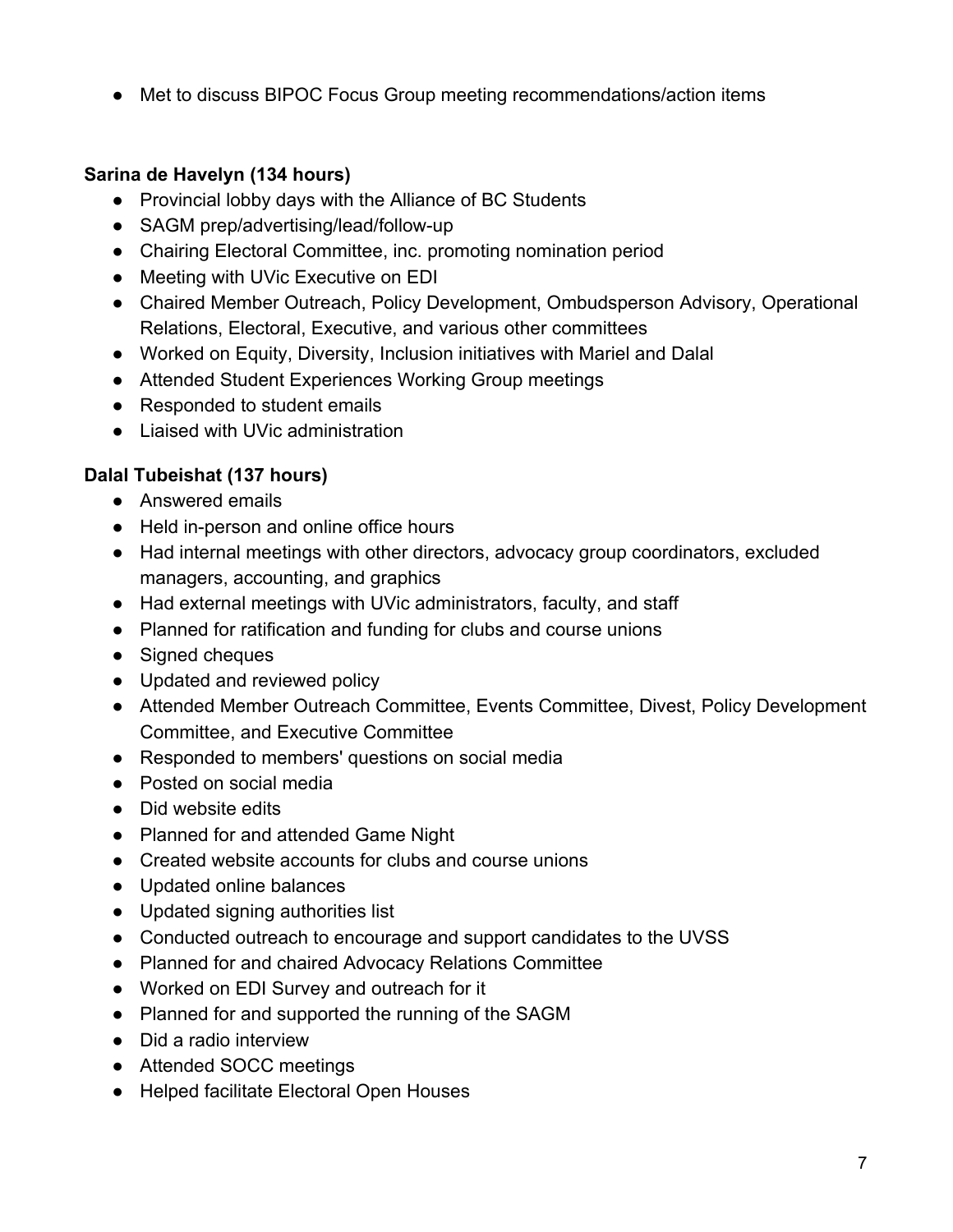- Met to discuss BIPOC Focus Group meeting recommendations/action items

**Sarina de Havelyn (134 hours)**

- Provincial lobby days with the Alliance of BC Students
- SAGM prep/advertising/lead/follow-up
- Chairing Electoral Committee, inc. promoting nomination period
- Meeting with UVic Executive on EDI
- Chaired Member Outreach, Policy Development, Ombudsperson Advisory, Operational Relations, Electoral, Executive, and various other committees
- Worked on Equity, Diversity, Inclusion initiatives with Mariel and Dalal
- Attended Student Experiences Working Group meetings
- Responded to student emails
- Liaised with UVic administration

**Dalal Tubeishat (137 hours)**

- Answered emails
- Held in-person and online office hours
- Had internal meetings with other directors, advocacy group coordinators, excluded managers, accounting, and graphics
- Had external meetings with UVic administrators, faculty, and staff
- Planned for ratification and funding for clubs and course unions
- Signed cheques
- Updated and reviewed policy
- Attended Member Outreach Committee, Events Committee, Divest, Policy Development Committee, and Executive Committee
- Responded to members' questions on social media
- Posted on social media
- Did website edits
- Planned for and attended Game Night
- Created website accounts for clubs and course unions
- Updated online balances
- Updated signing authorities list
- Conducted outreach to encourage and support candidates to the UVSS
- Planned for and chaired Advocacy Relations Committee
- Worked on EDI Survey and outreach for it
- Planned for and supported the running of the SAGM
- Did a radio interview
- Attended SOCC meetings
- Helped facilitate Electoral Open Houses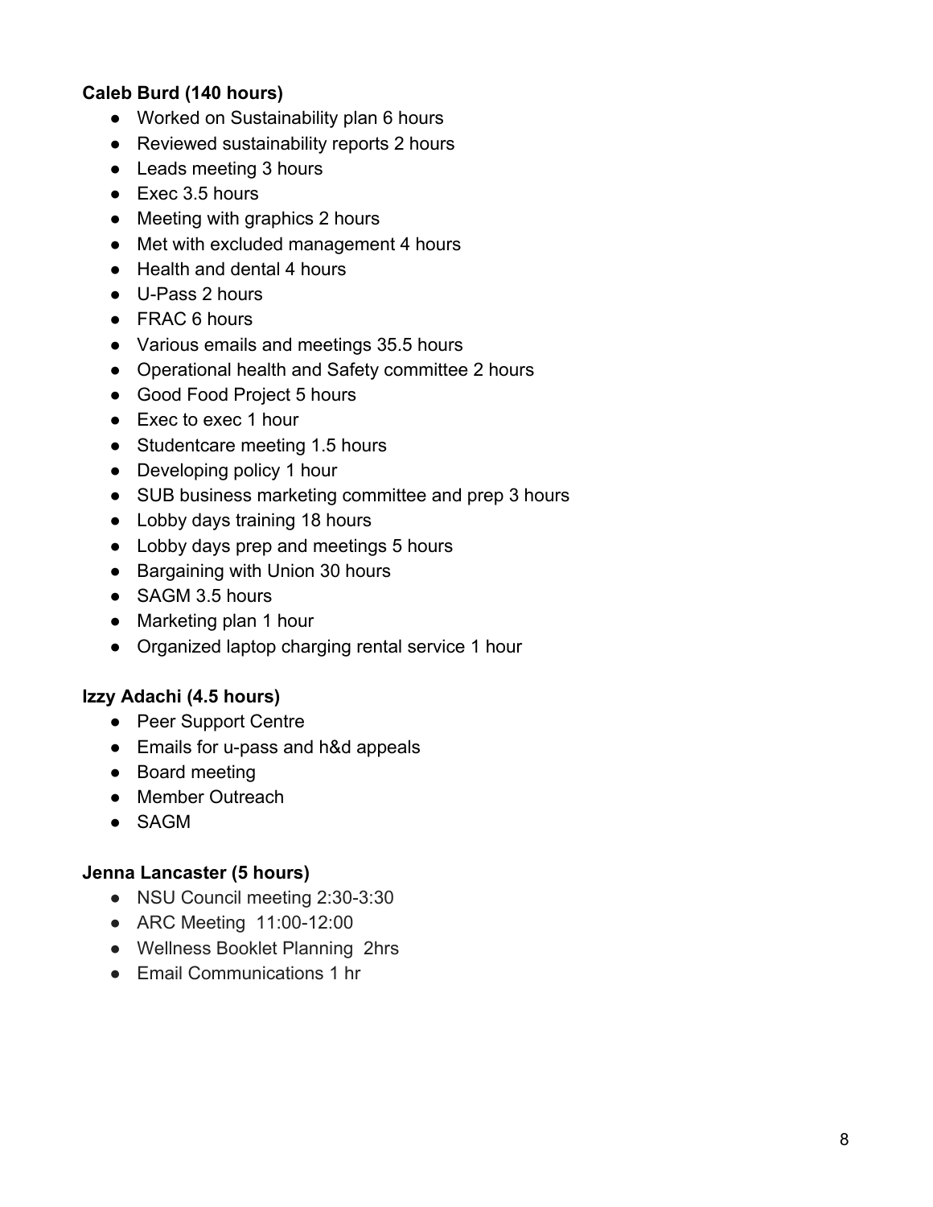**Caleb Burd (140 hours)**

- Worked on Sustainability plan 6 hours
- Reviewed sustainability reports 2 hours
- Leads meeting 3 hours
- Exec 3.5 hours
- Meeting with graphics 2 hours
- Met with excluded management 4 hours
- Health and dental 4 hours
- U-Pass 2 hours
- FRAC 6 hours
- Various emails and meetings 35.5 hours
- Operational health and Safety committee 2 hours
- Good Food Project 5 hours
- Exec to exec 1 hour
- Studentcare meeting 1.5 hours
- Developing policy 1 hour
- SUB business marketing committee and prep 3 hours
- Lobby days training 18 hours
- Lobby days prep and meetings 5 hours
- Bargaining with Union 30 hours
- SAGM 3.5 hours
- Marketing plan 1 hour
- Organized laptop charging rental service 1 hour

**Izzy Adachi (4.5 hours)**

- Peer Support Centre
- Emails for u-pass and h&d appeals
- Board meeting
- Member Outreach
- SAGM

**Jenna Lancaster (5 hours)**

- NSU Council meeting 2:30-3:30
- ARC Meeting 11:00-12:00
- Wellness Booklet Planning 2hrs
- Email Communications 1 hr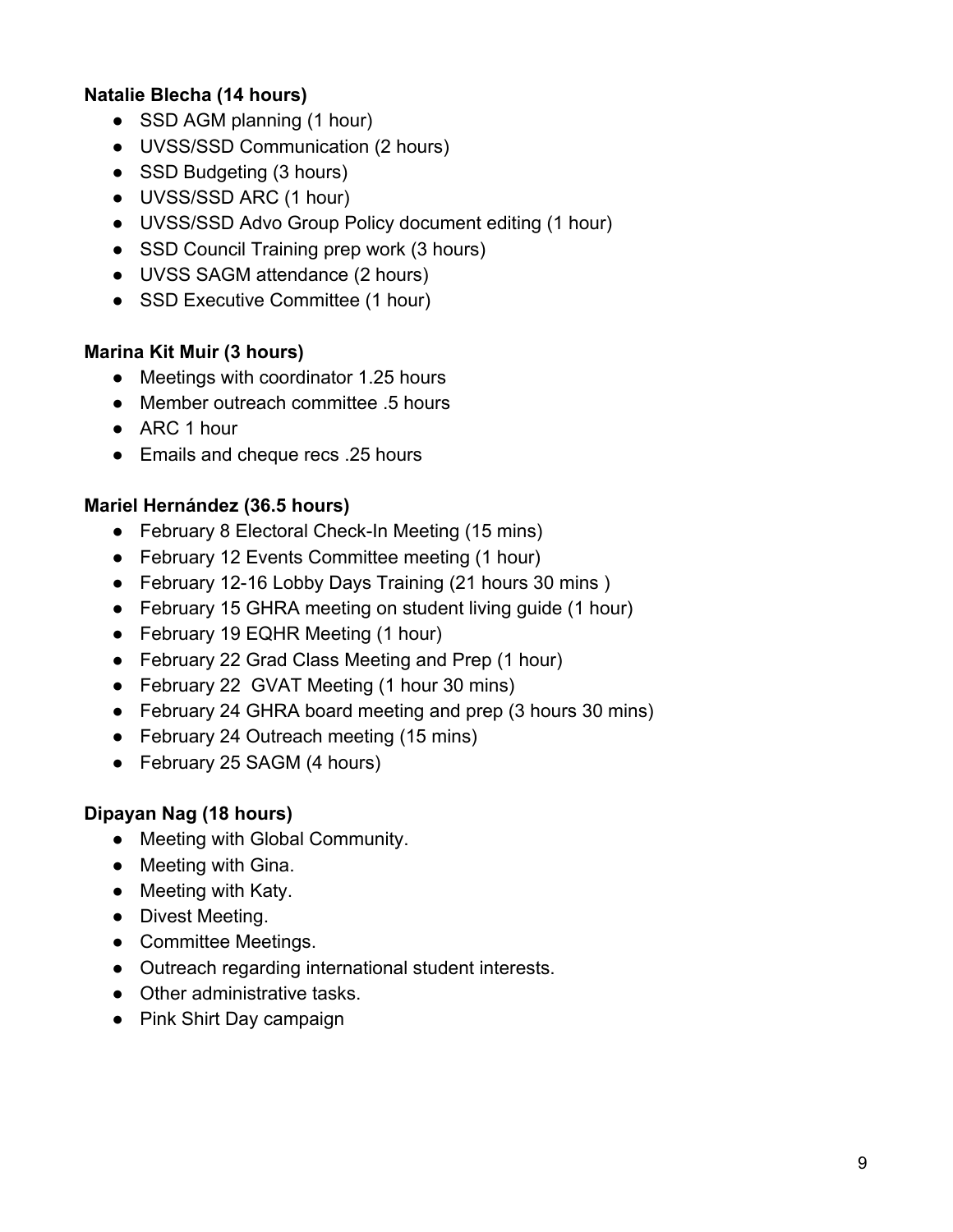**Natalie Blecha (14 hours)**

- SSD AGM planning (1 hour)
- UVSS/SSD Communication (2 hours)
- SSD Budgeting (3 hours)
- UVSS/SSD ARC (1 hour)
- UVSS/SSD Advo Group Policy document editing (1 hour)
- SSD Council Training prep work (3 hours)
- UVSS SAGM attendance (2 hours)
- SSD Executive Committee (1 hour)

**Marina Kit Muir (3 hours)**

- Meetings with coordinator 1.25 hours
- Member outreach committee .5 hours
- ARC 1 hour
- Emails and cheque recs .25 hours

**Mariel Hernández (36.5 hours)**

- February 8 Electoral Check-In Meeting (15 mins)
- February 12 Events Committee meeting (1 hour)
- February 12-16 Lobby Days Training (21 hours 30 mins )
- February 15 GHRA meeting on student living guide (1 hour)
- February 19 EQHR Meeting (1 hour)
- February 22 Grad Class Meeting and Prep (1 hour)
- February 22 GVAT Meeting (1 hour 30 mins)
- February 24 GHRA board meeting and prep (3 hours 30 mins)
- February 24 Outreach meeting (15 mins)
- February 25 SAGM (4 hours)

**Dipayan Nag (18 hours)**

- Meeting with Global Community.
- Meeting with Gina.
- Meeting with Katy.
- Divest Meeting.
- Committee Meetings.
- Outreach regarding international student interests.
- Other administrative tasks.
- Pink Shirt Day campaign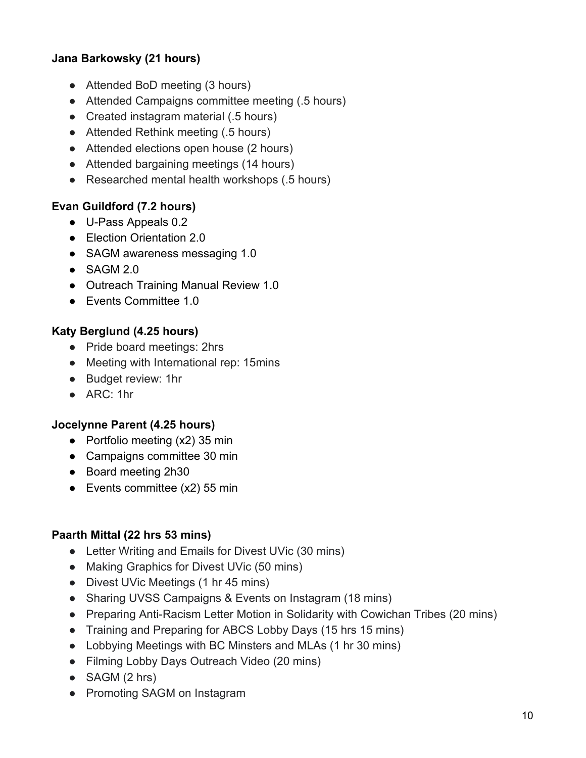**Jana Barkowsky (21 hours)**

- Attended BoD meeting (3 hours)
- Attended Campaigns committee meeting (.5 hours)
- Created instagram material (.5 hours)
- Attended Rethink meeting (.5 hours)
- Attended elections open house (2 hours)
- Attended bargaining meetings (14 hours)
- Researched mental health workshops (.5 hours)

**Evan Guildford (7.2 hours)**

- U-Pass Appeals 0.2
- Election Orientation 2.0
- SAGM awareness messaging 1.0
- SAGM 2.0
- Outreach Training Manual Review 1.0
- Events Committee 1.0

**Katy Berglund (4.25 hours)**

- Pride board meetings: 2hrs
- Meeting with International rep: 15mins
- Budget review: 1hr
- ARC: 1hr

**Jocelynne Parent (4.25 hours)**

- Portfolio meeting (x2) 35 min
- Campaigns committee 30 min
- Board meeting 2h30
- Events committee (x2) 55 min

**Paarth Mittal (22 hrs 53 mins)**

- Letter Writing and Emails for Divest UVic (30 mins)
- Making Graphics for Divest UVic (50 mins)
- Divest UVic Meetings (1 hr 45 mins)
- Sharing UVSS Campaigns & Events on Instagram (18 mins)
- Preparing Anti-Racism Letter Motion in Solidarity with Cowichan Tribes (20 mins)
- Training and Preparing for ABCS Lobby Days (15 hrs 15 mins)
- Lobbying Meetings with BC Minsters and MLAs (1 hr 30 mins)
- Filming Lobby Days Outreach Video (20 mins)
- SAGM (2 hrs)
- Promoting SAGM on Instagram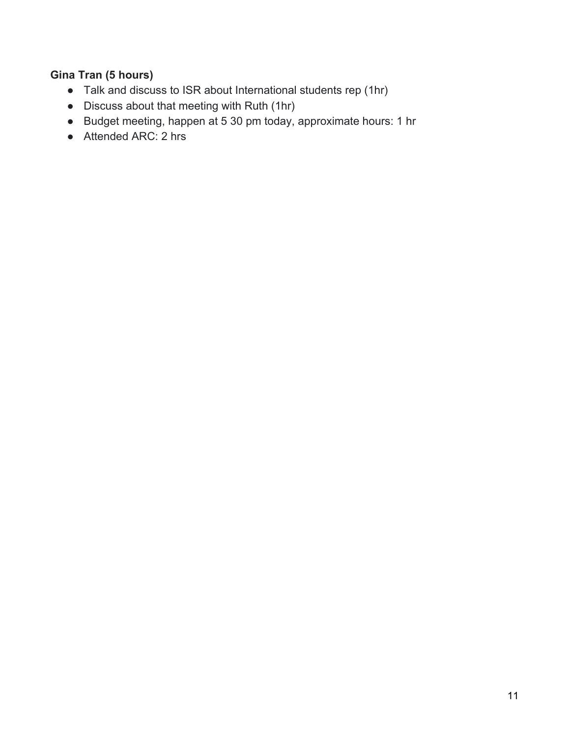**Gina Tran (5 hours)**

- Talk and discuss to ISR about International students rep (1hr)
- Discuss about that meeting with Ruth (1hr)
- Budget meeting, happen at 5 30 pm today, approximate hours: 1 hr
- Attended ARC: 2 hrs